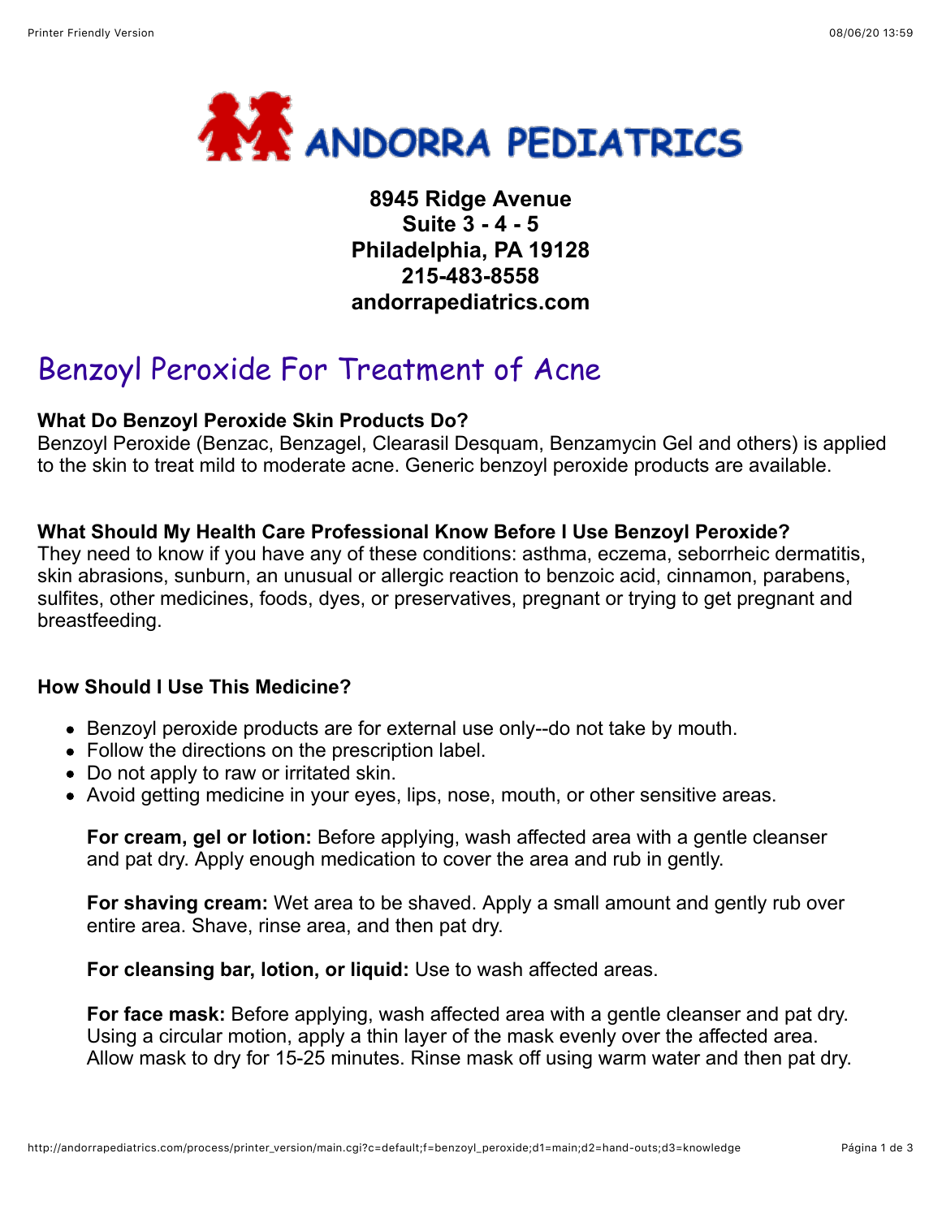# ANDORRA PEDIATRICS

**8945 Ridge Avenue**
**Suite 3 - 4 - 5**
**Philadelphia, PA 19128**
**215-483-8558**
**andorrapediatrics.com**

# Benzoyl Peroxide For Treatment of Acne

**What Do Benzoyl Peroxide Skin Products Do?**
Benzoyl Peroxide (Benzac, Benzagel, Clearasil Desquam, Benzamycin Gel and others) is applied to the skin to treat mild to moderate acne. Generic benzoyl peroxide products are available.

**What Should My Health Care Professional Know Before I Use Benzoyl Peroxide?**
They need to know if you have any of these conditions: asthma, eczema, seborrheic dermatitis, skin abrasions, sunburn, an unusual or allergic reaction to benzoic acid, cinnamon, parabens, sulfites, other medicines, foods, dyes, or preservatives, pregnant or trying to get pregnant and breastfeeding.

**How Should I Use This Medicine?**

- Benzoyl peroxide products are for external use only--do not take by mouth.
- Follow the directions on the prescription label.
- Do not apply to raw or irritated skin.
- Avoid getting medicine in your eyes, lips, nose, mouth, or other sensitive areas.

**For cream, gel or lotion:** Before applying, wash affected area with a gentle cleanser and pat dry. Apply enough medication to cover the area and rub in gently.

**For shaving cream:** Wet area to be shaved. Apply a small amount and gently rub over entire area. Shave, rinse area, and then pat dry.

**For cleansing bar, lotion, or liquid:** Use to wash affected areas.

**For face mask:** Before applying, wash affected area with a gentle cleanser and pat dry. Using a circular motion, apply a thin layer of the mask evenly over the affected area. Allow mask to dry for 15-25 minutes. Rinse mask off using warm water and then pat dry.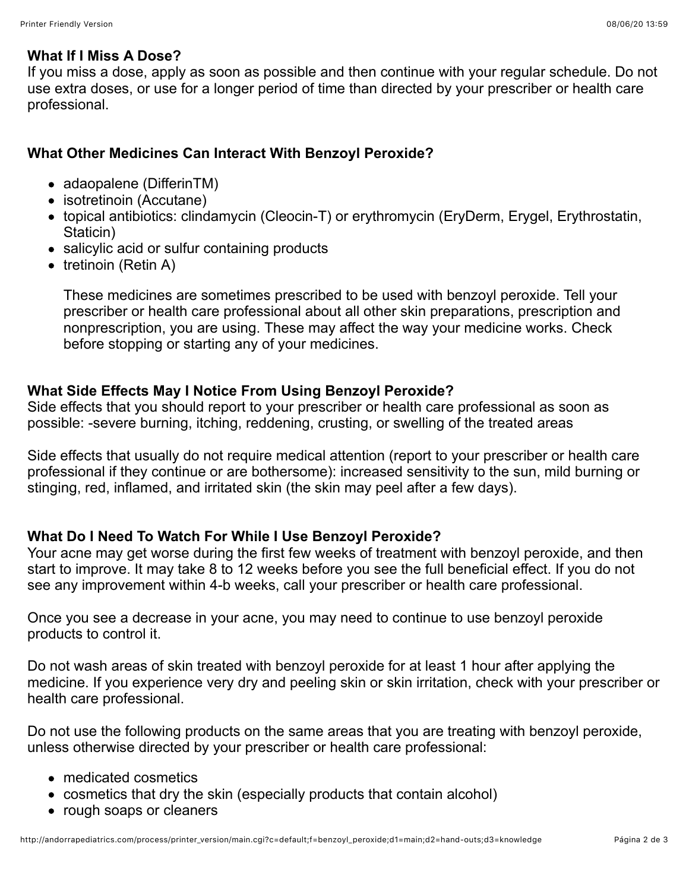### What If I Miss A Dose?

If you miss a dose, apply as soon as possible and then continue with your regular schedule. Do not use extra doses, or use for a longer period of time than directed by your prescriber or health care professional.

### What Other Medicines Can Interact With Benzoyl Peroxide?

- adaopalene (DifferinTM)
- isotretinoin (Accutane)
- topical antibiotics: clindamycin (Cleocin-T) or erythromycin (EryDerm, Erygel, Erythrostatin, Staticin)
- salicylic acid or sulfur containing products
- tretinoin (Retin A)

  These medicines are sometimes prescribed to be used with benzoyl peroxide. Tell your prescriber or health care professional about all other skin preparations, prescription and nonprescription, you are using. These may affect the way your medicine works. Check before stopping or starting any of your medicines.

### What Side Effects May I Notice From Using Benzoyl Peroxide?

Side effects that you should report to your prescriber or health care professional as soon as possible: -severe burning, itching, reddening, crusting, or swelling of the treated areas

Side effects that usually do not require medical attention (report to your prescriber or health care professional if they continue or are bothersome): increased sensitivity to the sun, mild burning or stinging, red, inflamed, and irritated skin (the skin may peel after a few days).

### What Do I Need To Watch For While I Use Benzoyl Peroxide?

Your acne may get worse during the first few weeks of treatment with benzoyl peroxide, and then start to improve. It may take 8 to 12 weeks before you see the full beneficial effect. If you do not see any improvement within 4-b weeks, call your prescriber or health care professional.

Once you see a decrease in your acne, you may need to continue to use benzoyl peroxide products to control it.

Do not wash areas of skin treated with benzoyl peroxide for at least 1 hour after applying the medicine. If you experience very dry and peeling skin or skin irritation, check with your prescriber or health care professional.

Do not use the following products on the same areas that you are treating with benzoyl peroxide, unless otherwise directed by your prescriber or health care professional:

- medicated cosmetics
- cosmetics that dry the skin (especially products that contain alcohol)
- rough soaps or cleaners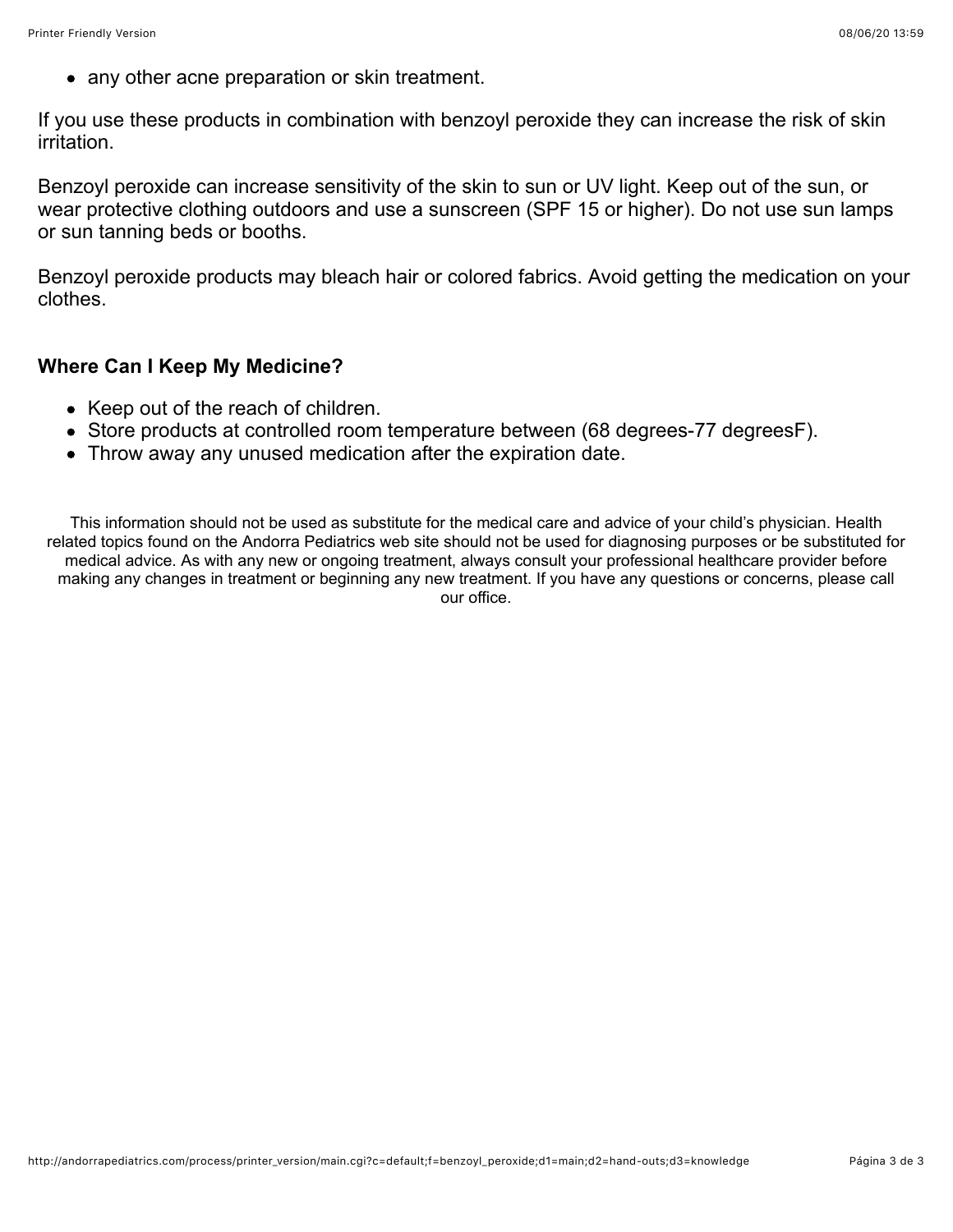- any other acne preparation or skin treatment.

If you use these products in combination with benzoyl peroxide they can increase the risk of skin irritation.

Benzoyl peroxide can increase sensitivity of the skin to sun or UV light. Keep out of the sun, or wear protective clothing outdoors and use a sunscreen (SPF 15 or higher). Do not use sun lamps or sun tanning beds or booths.

Benzoyl peroxide products may bleach hair or colored fabrics. Avoid getting the medication on your clothes.

### Where Can I Keep My Medicine?

- Keep out of the reach of children.
- Store products at controlled room temperature between (68 degrees-77 degreesF).
- Throw away any unused medication after the expiration date.

This information should not be used as substitute for the medical care and advice of your child's physician. Health related topics found on the Andorra Pediatrics web site should not be used for diagnosing purposes or be substituted for medical advice. As with any new or ongoing treatment, always consult your professional healthcare provider before making any changes in treatment or beginning any new treatment. If you have any questions or concerns, please call our office.